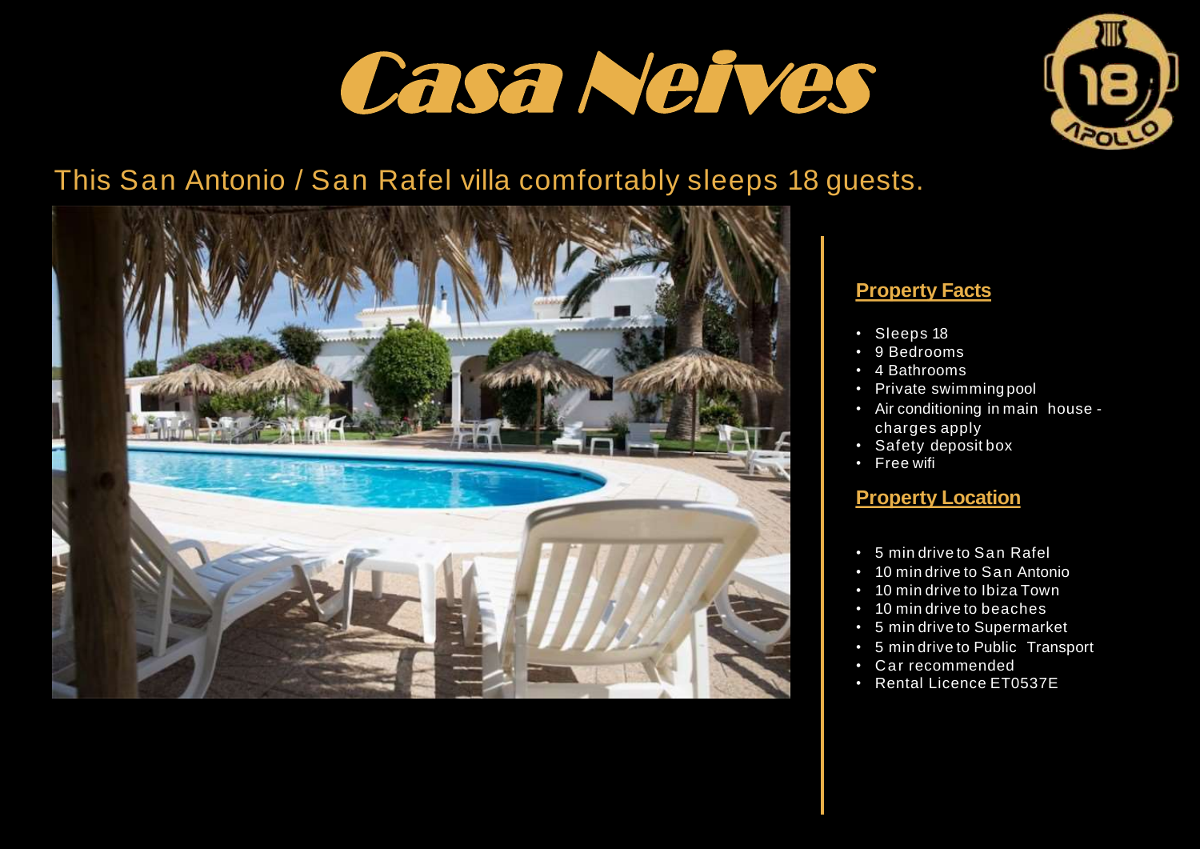# Casa Neives

This San Antonio / San Rafel villa comfortably sleeps 18 guests.

## Property Facts

- Sleeps 18
- 9 Bedrooms
- 4 Bathrooms
- Private swimming pool
- Air conditioning in main house - charges apply
- Safety deposit box
- Free wifi

## Property Location

- 5 min drive to San Rafel
- 10 min drive to San Antonio
- 10 min drive to Ibiza Town
- 10 min drive to beaches
- 5 min drive to Supermarket
- 5 min drive to Public Transport
- Car recommended
- Rental Licence ET0537E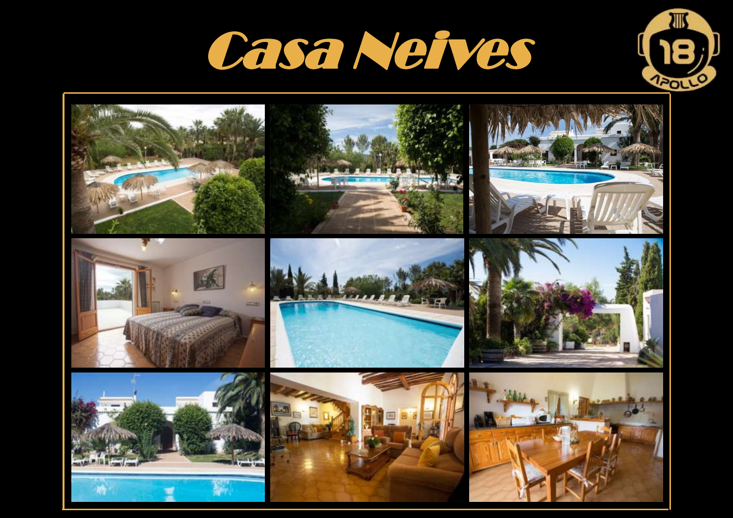# Casa Neives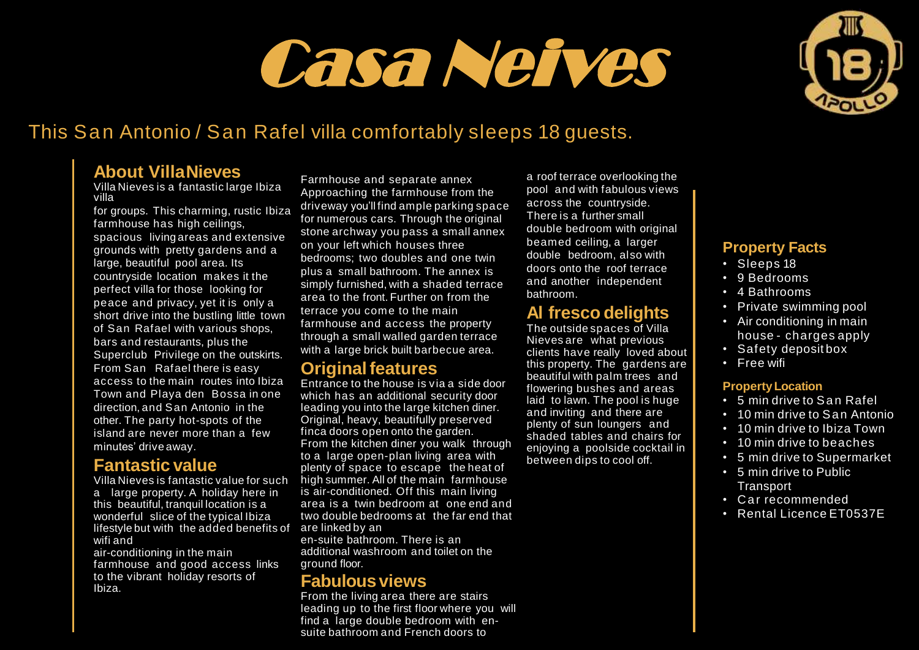# Casa Neives

This San Antonio / San Rafel villa comfortably sleeps 18 guests.

## About VillaNieves

Villa Nieves is a fantastic large Ibiza villa for groups. This charming, rustic Ibiza farmhouse has high ceilings, spacious living areas and extensive grounds with pretty gardens and a large, beautiful pool area. Its countryside location makes it the perfect villa for those looking for peace and privacy, yet it is only a short drive into the bustling little town of San Rafael with various shops, bars and restaurants, plus the Superclub Privilege on the outskirts. From San Rafael there is easy access to the main routes into Ibiza Town and Playa den Bossa in one direction, and San Antonio in the other. The party hot-spots of the island are never more than a few minutes' drive away.

## Fantastic value

Villa Nieves is fantastic value for such a large property. A holiday here in this beautiful, tranquil location is a wonderful slice of the typical Ibiza lifestyle but with the added benefits of wifi and air-conditioning in the main farmhouse and good access links to the vibrant holiday resorts of Ibiza.

Farmhouse and separate annex
Approaching the farmhouse from the driveway you'll find ample parking space for numerous cars. Through the original stone archway you pass a small annex on your left which houses three bedrooms; two doubles and one twin plus a small bathroom. The annex is simply furnished, with a shaded terrace area to the front. Further on from the terrace you come to the main farmhouse and access the property through a small walled garden terrace with a large brick built barbecue area.

## Original features

Entrance to the house is via a side door which has an additional security door leading you into the large kitchen diner. Original, heavy, beautifully preserved finca doors open onto the garden. From the kitchen diner you walk through to a large open-plan living area with plenty of space to escape the heat of high summer. All of the main farmhouse is air-conditioned. Off this main living area is a twin bedroom at one end and two double bedrooms at the far end that are linked by an en-suite bathroom. There is an additional washroom and toilet on the ground floor.

## Fabulous views

From the living area there are stairs leading up to the first floor where you will find a large double bedroom with en-suite bathroom and French doors to a roof terrace overlooking the pool and with fabulous views across the countryside. There is a further small double bedroom with original beamed ceiling, a larger double bedroom, also with doors onto the roof terrace and another independent bathroom.

## Al fresco delights

The outside spaces of Villa Nieves are what previous clients have really loved about this property. The gardens are beautiful with palm trees and flowering bushes and areas laid to lawn. The pool is huge and inviting and there are plenty of sun loungers and shaded tables and chairs for enjoying a poolside cocktail in between dips to cool off.

## Property Facts

- Sleeps 18
- 9 Bedrooms
- 4 Bathrooms
- Private swimming pool
- Air conditioning in main house - charges apply
- Safety deposit box
- Free wifi

### Property Location

- 5 min drive to San Rafel
- 10 min drive to San Antonio
- 10 min drive to Ibiza Town
- 10 min drive to beaches
- 5 min drive to Supermarket
- 5 min drive to Public Transport
- Car recommended
- Rental Licence ET0537E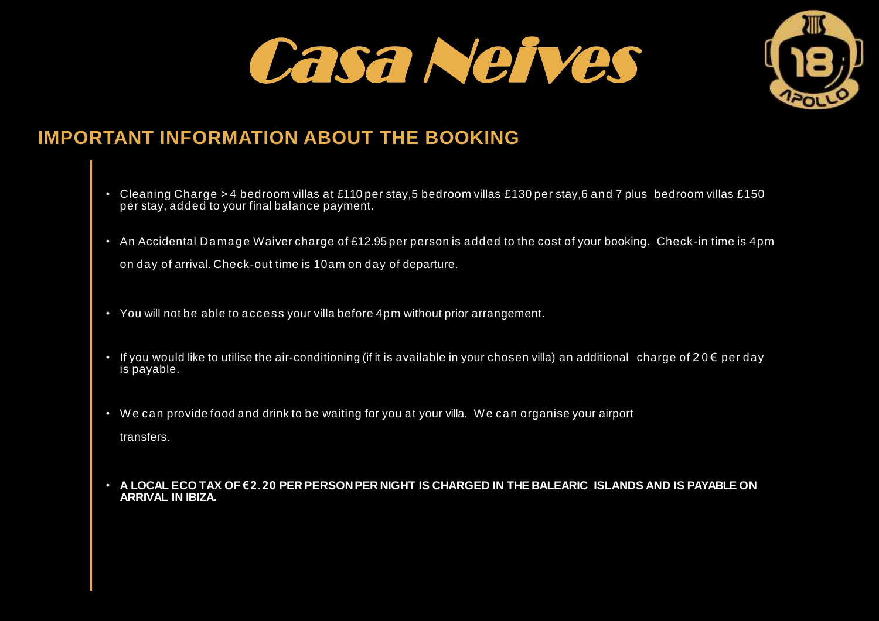# Casa Neives

## IMPORTANT INFORMATION ABOUT THE BOOKING

- Cleaning Charge > 4 bedroom villas at £110 per stay,5 bedroom villas £130 per stay,6 and 7 plus bedroom villas £150 per stay, added to your final balance payment.
- An Accidental Damage Waiver charge of £12.95 per person is added to the cost of your booking. Check-in time is 4pm on day of arrival. Check-out time is 10am on day of departure.
- You will not be able to access your villa before 4pm without prior arrangement.
- If you would like to utilise the air-conditioning (if it is available in your chosen villa) an additional charge of 20€ per day is payable.
- We can provide food and drink to be waiting for you at your villa. We can organise your airport transfers.
- **A LOCAL ECO TAX OF €2.20 PER PERSON PER NIGHT IS CHARGED IN THE BALEARIC ISLANDS AND IS PAYABLE ON ARRIVAL IN IBIZA.**